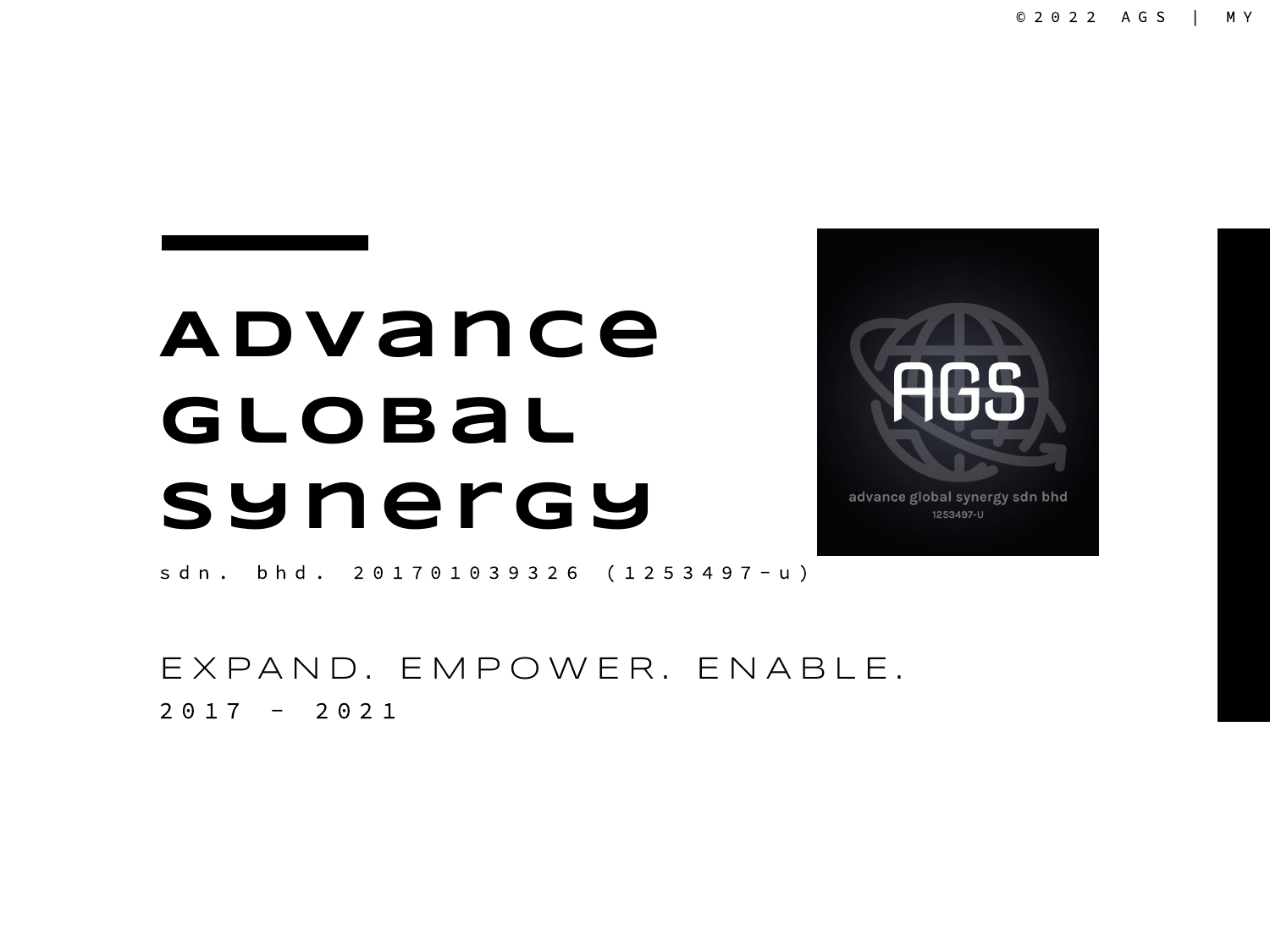©2022 AGS | MY

# Advance Global Synergy

sdn. bhd. 201701039326 (1253497-u)

EXPAND. EMPOWER. ENABLE.

2017 - 2021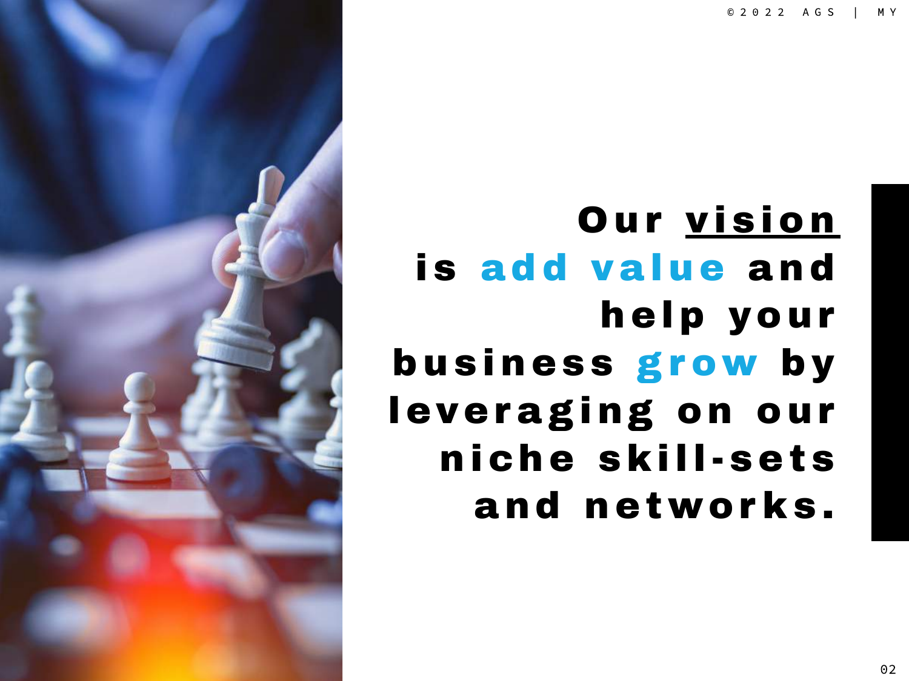Our <u>vision</u> is **add value** and help your business **grow** by leveraging on our niche skill-sets and networks.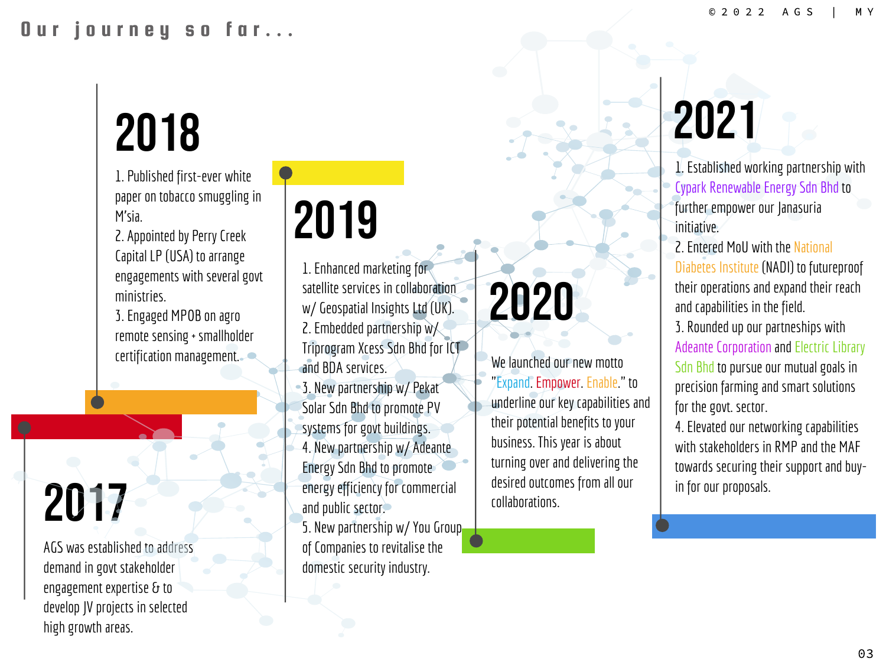# Our journey so far...

## 2017

AGS was established to address demand in govt stakeholder engagement expertise & to develop JV projects in selected high growth areas.

## 2018

1. Published first-ever white paper on tobacco smuggling in M'sia.
2. Appointed by Perry Creek Capital LP (USA) to arrange engagements with several govt ministries.
3. Engaged MPOB on agro remote sensing + smallholder certification management.

## 2019

1. Enhanced marketing for satellite services in collaboration w/ Geospatial Insights Ltd (UK).
2. Embedded partnership w/ Triprogram Xcess Sdn Bhd for ICT and BDA services.
3. New partnership w/ Pekat Solar Sdn Bhd to promote PV systems for govt buildings.
4. New partnership w/ Adeante Energy Sdn Bhd to promote energy efficiency for commercial and public sector.
5. New partnership w/ You Group of Companies to revitalise the domestic security industry.

## 2020

We launched our new motto "Expand. Empower. Enable." to underline our key capabilities and their potential benefits to your business. This year is about turning over and delivering the desired outcomes from all our collaborations.

## 2021

1. Established working partnership with Cypark Renewable Energy Sdn Bhd to further empower our Janasuria initiative.
2. Entered MoU with the National Diabetes Institute (NADI) to futureproof their operations and expand their reach and capabilities in the field.
3. Rounded up our partneships with Adeante Corporation and Electric Library Sdn Bhd to pursue our mutual goals in precision farming and smart solutions for the govt. sector.
4. Elevated our networking capabilities with stakeholders in RMP and the MAF towards securing their support and buy-in for our proposals.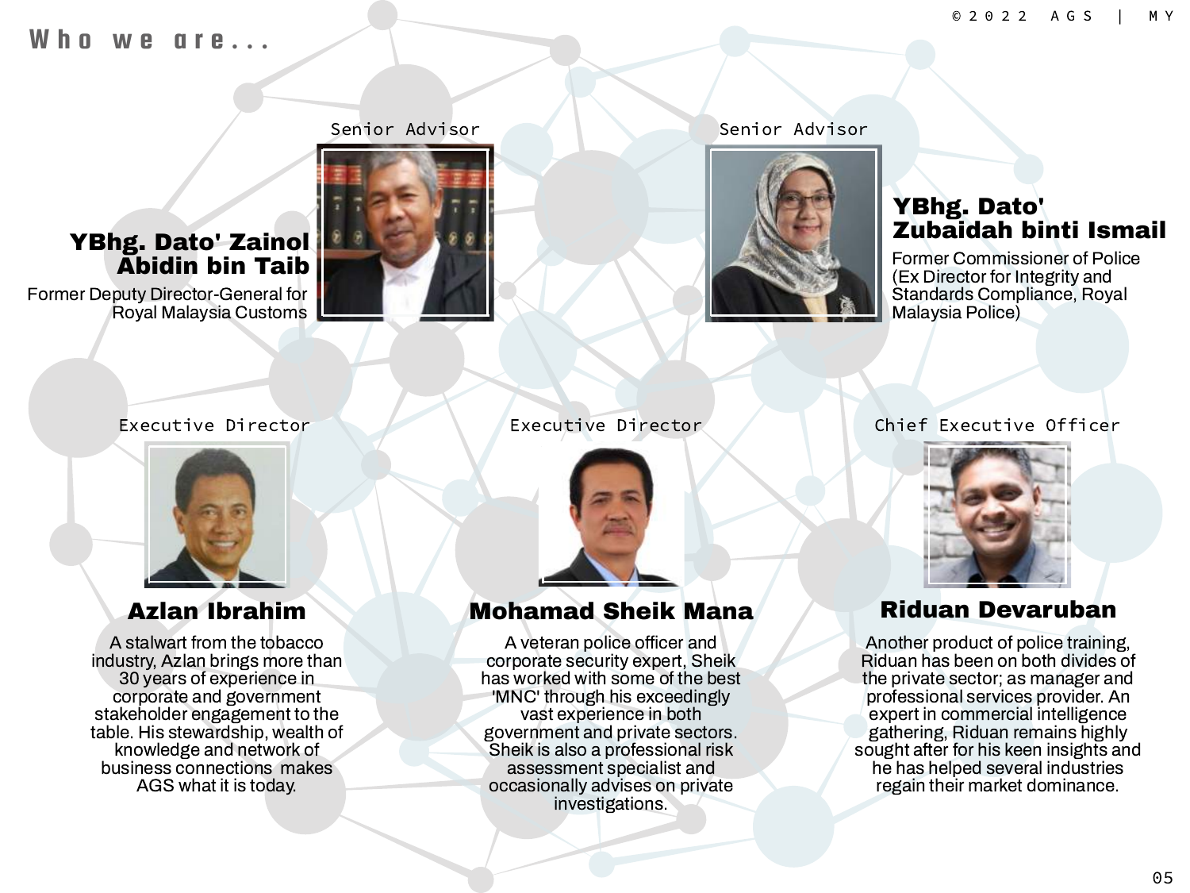# Who we are...

Senior Advisor

## YBhg. Dato' Zainol Abidin bin Taib

Former Deputy Director-General for Royal Malaysia Customs

Senior Advisor

## YBhg. Dato' Zubaidah binti Ismail

Former Commissioner of Police (Ex Director for Integrity and Standards Compliance, Royal Malaysia Police)

Executive Director

## Azlan Ibrahim

A stalwart from the tobacco industry, Azlan brings more than 30 years of experience in corporate and government stakeholder engagement to the table. His stewardship, wealth of knowledge and network of business connections makes AGS what it is today.

Executive Director

## Mohamad Sheik Mana

A veteran police officer and corporate security expert, Sheik has worked with some of the best 'MNC' through his exceedingly vast experience in both government and private sectors. Sheik is also a professional risk assessment specialist and occasionally advises on private investigations.

Chief Executive Officer

## Riduan Devaruban

Another product of police training, Riduan has been on both divides of the private sector; as manager and professional services provider. An expert in commercial intelligence gathering, Riduan remains highly sought after for his keen insights and he has helped several industries regain their market dominance.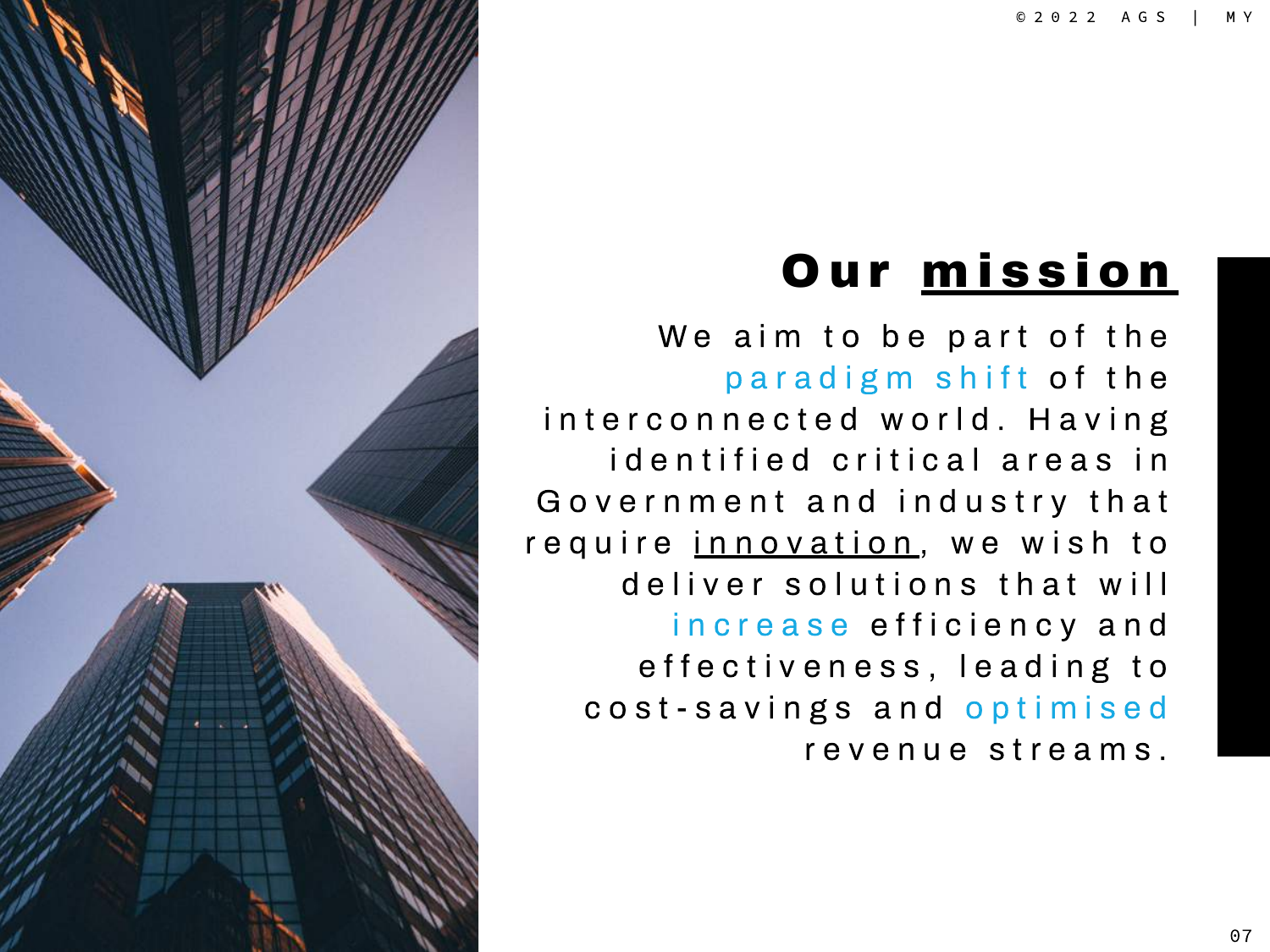# Our mission

We aim to be part of the paradigm shift of the interconnected world. Having identified critical areas in Government and industry that require innovation, we wish to deliver solutions that will increase efficiency and effectiveness, leading to cost-savings and optimised revenue streams.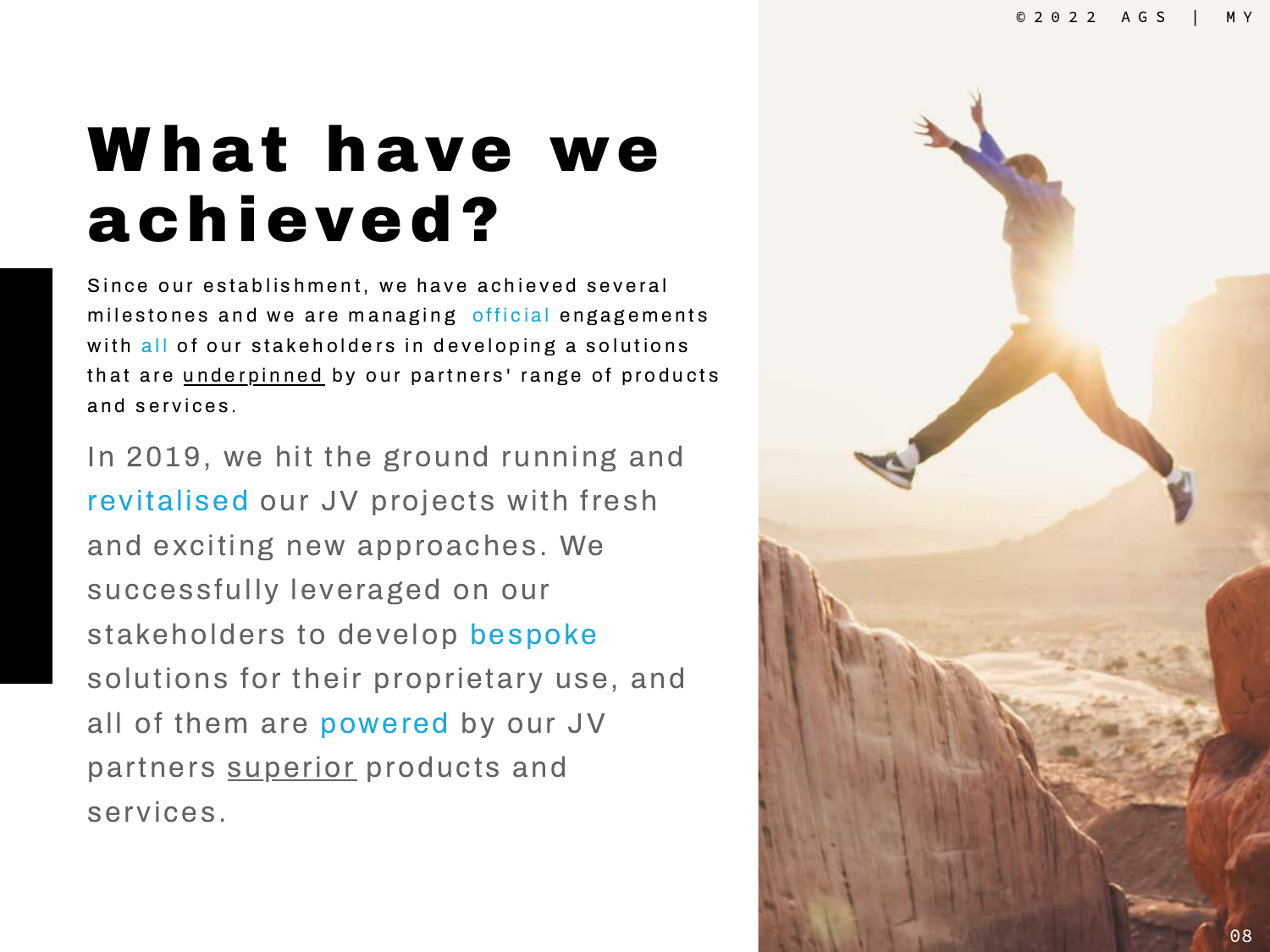# What have we achieved?

Since our establishment, we have achieved several milestones and we are managing official engagements with all of our stakeholders in developing a solutions that are underpinned by our partners' range of products and services.

In 2019, we hit the ground running and revitalised our JV projects with fresh and exciting new approaches. We successfully leveraged on our stakeholders to develop bespoke solutions for their proprietary use, and all of them are powered by our JV partners superior products and services.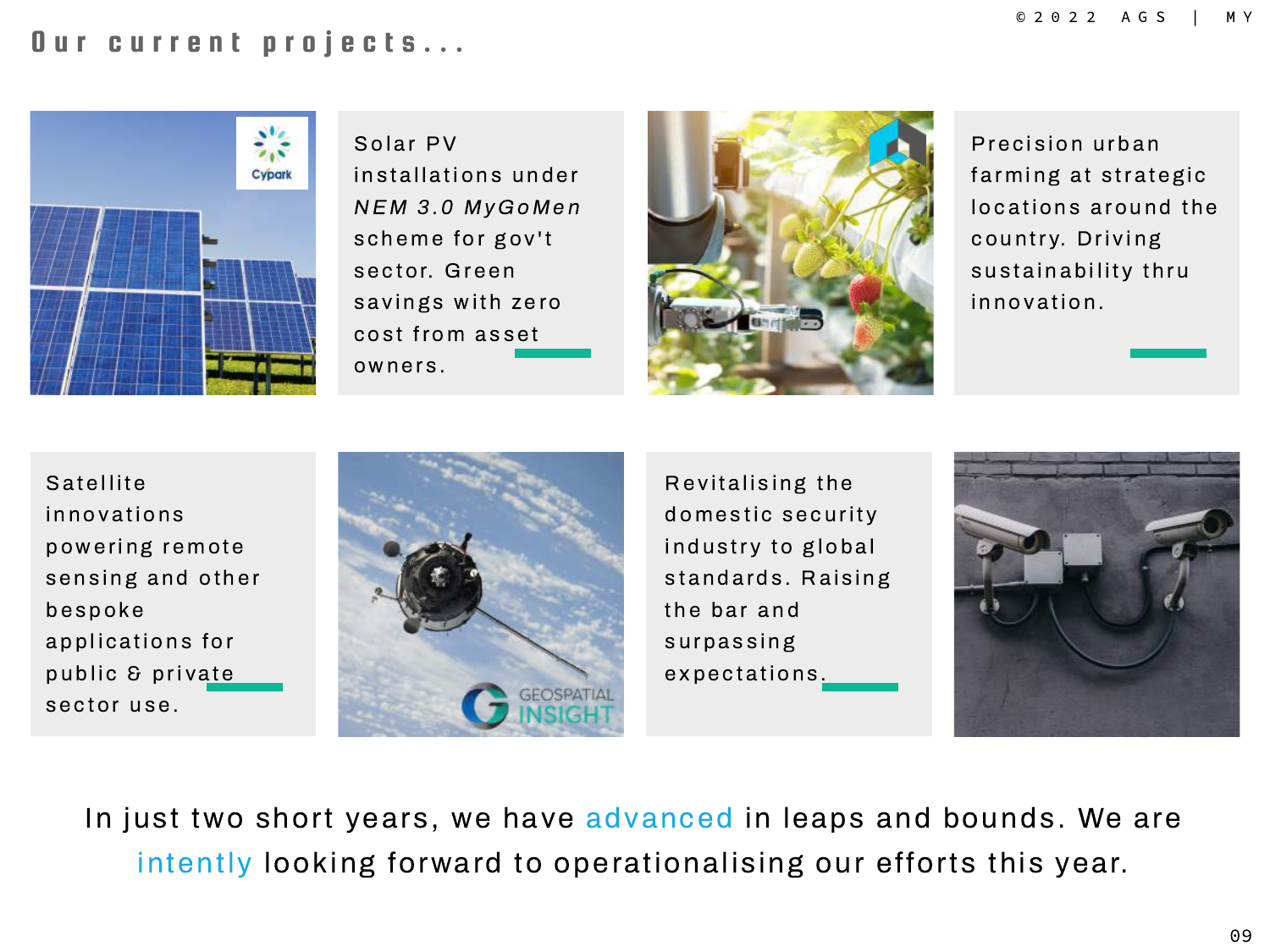# Our current projects...

Solar PV installations under *NEM 3.0 MyGoMen* scheme for gov't sector. Green savings with zero cost from asset owners.

Precision urban farming at strategic locations around the country. Driving sustainability thru innovation.

Satellite innovations powering remote sensing and other bespoke applications for public & private sector use.

Revitalising the domestic security industry to global standards. Raising the bar and surpassing expectations.

In just two short years, we have advanced in leaps and bounds. We are intently looking forward to operationalising our efforts this year.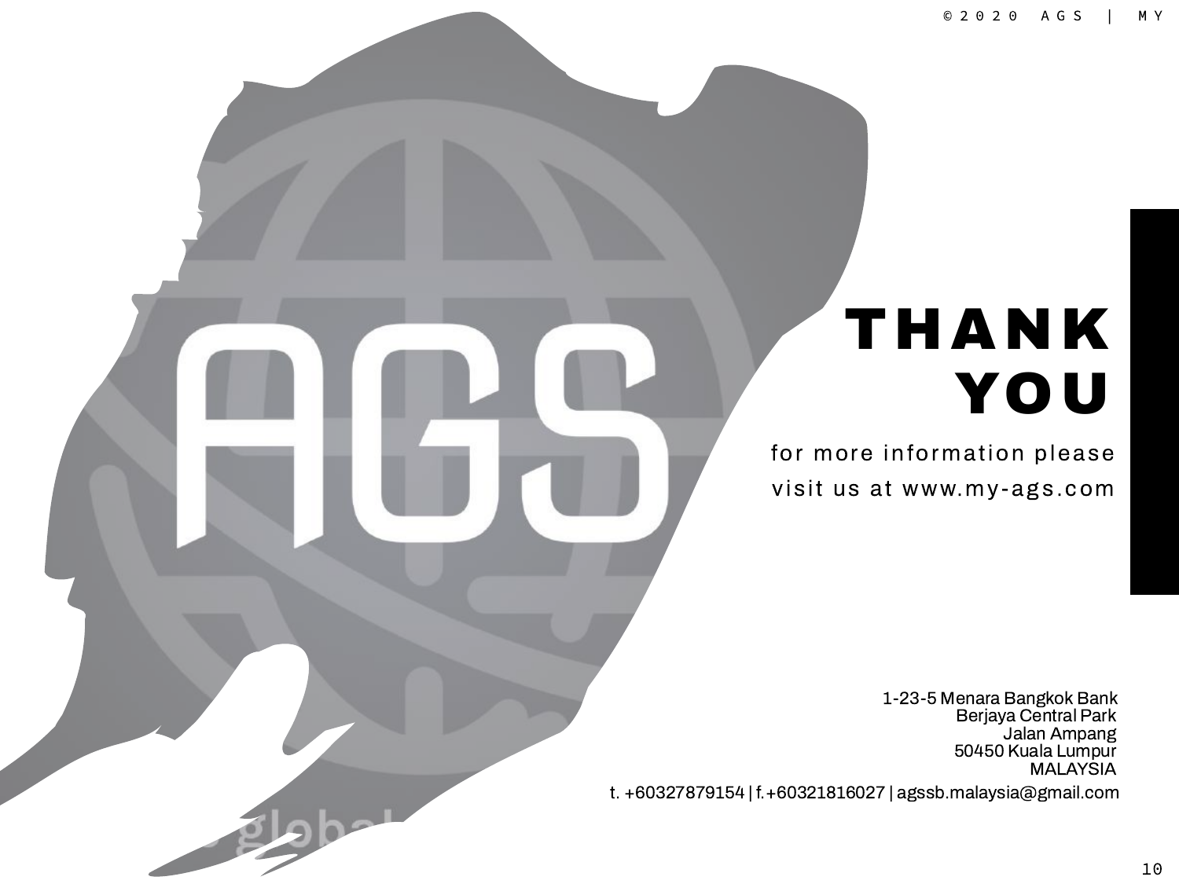# THANK YOU

for more information please visit us at www.my-ags.com

1-23-5 Menara Bangkok Bank
Berjaya Central Park
Jalan Ampang
50450 Kuala Lumpur
MALAYSIA

t. +60327879154 | f.+60321816027 | agssb.malaysia@gmail.com